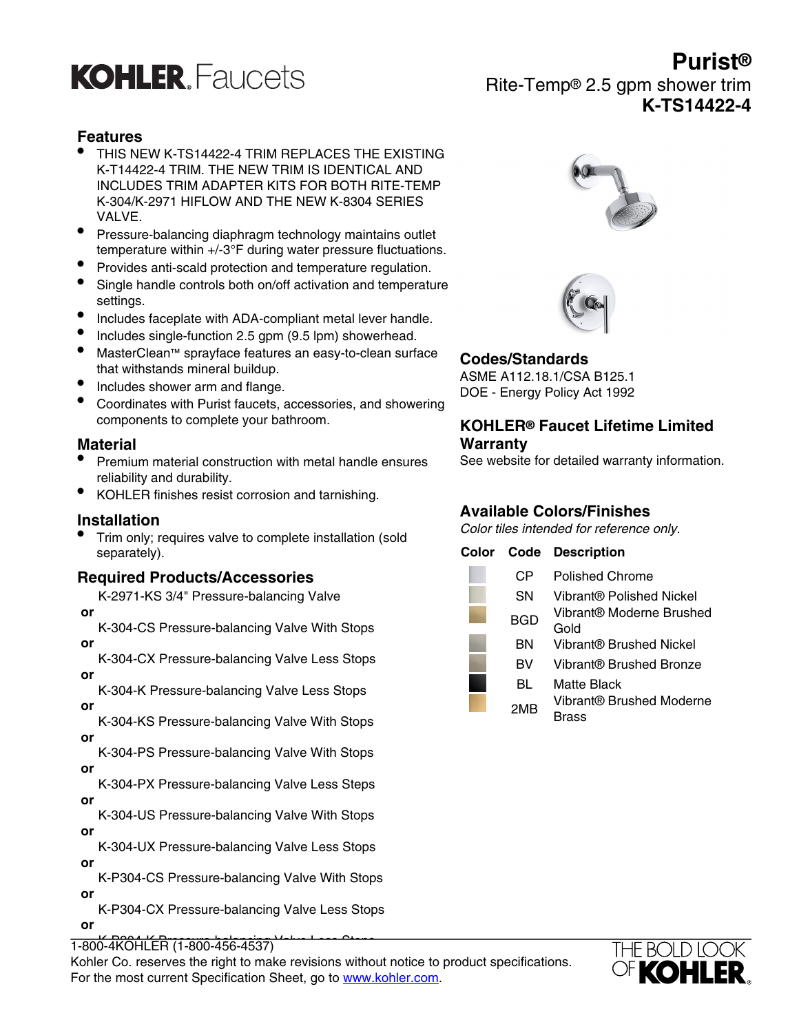# KOHLER. Faucets

# Purist®

Rite-Temp® 2.5 gpm shower trim

**K-TS14422-4**

## Features

- THIS NEW K-TS14422-4 TRIM REPLACES THE EXISTING K-T14422-4 TRIM. THE NEW TRIM IS IDENTICAL AND INCLUDES TRIM ADAPTER KITS FOR BOTH RITE-TEMP K-304/K-2971 HIFLOW AND THE NEW K-8304 SERIES VALVE.
- Pressure-balancing diaphragm technology maintains outlet temperature within +/-3°F during water pressure fluctuations.
- Provides anti-scald protection and temperature regulation.
- Single handle controls both on/off activation and temperature settings.
- Includes faceplate with ADA-compliant metal lever handle.
- Includes single-function 2.5 gpm (9.5 lpm) showerhead.
- MasterClean™ sprayface features an easy-to-clean surface that withstands mineral buildup.
- Includes shower arm and flange.
- Coordinates with Purist faucets, accessories, and showering components to complete your bathroom.

## Material

- Premium material construction with metal handle ensures reliability and durability.
- KOHLER finishes resist corrosion and tarnishing.

## Installation

- Trim only; requires valve to complete installation (sold separately).

## Required Products/Accessories

K-2971-KS 3/4" Pressure-balancing Valve
**or**
K-304-CS Pressure-balancing Valve With Stops
**or**
K-304-CX Pressure-balancing Valve Less Stops
**or**
K-304-K Pressure-balancing Valve Less Stops
**or**
K-304-KS Pressure-balancing Valve With Stops
**or**
K-304-PS Pressure-balancing Valve With Stops
**or**
K-304-PX Pressure-balancing Valve Less Steps
**or**
K-304-US Pressure-balancing Valve With Stops
**or**
K-304-UX Pressure-balancing Valve Less Stops
**or**
K-P304-CS Pressure-balancing Valve With Stops
**or**
K-P304-CX Pressure-balancing Valve Less Stops
**or**
K-P304-K Pressure-balancing Valve Less Stops

## Codes/Standards

ASME A112.18.1/CSA B125.1
DOE - Energy Policy Act 1992

## KOHLER® Faucet Lifetime Limited Warranty

See website for detailed warranty information.

## Available Colors/Finishes

*Color tiles intended for reference only.*

| Color | Code | Description |
| --- | --- | --- |
| | CP | Polished Chrome |
| | SN | Vibrant® Polished Nickel |
| | BGD | Vibrant® Moderne Brushed Gold |
| | BN | Vibrant® Brushed Nickel |
| | BV | Vibrant® Brushed Bronze |
| | BL | Matte Black |
| | 2MB | Vibrant® Brushed Moderne Brass |

1-800-4KOHLER (1-800-456-4537)
Kohler Co. reserves the right to make revisions without notice to product specifications.
For the most current Specification Sheet, go to www.kohler.com.

THE BOLD LOOK OF KOHLER.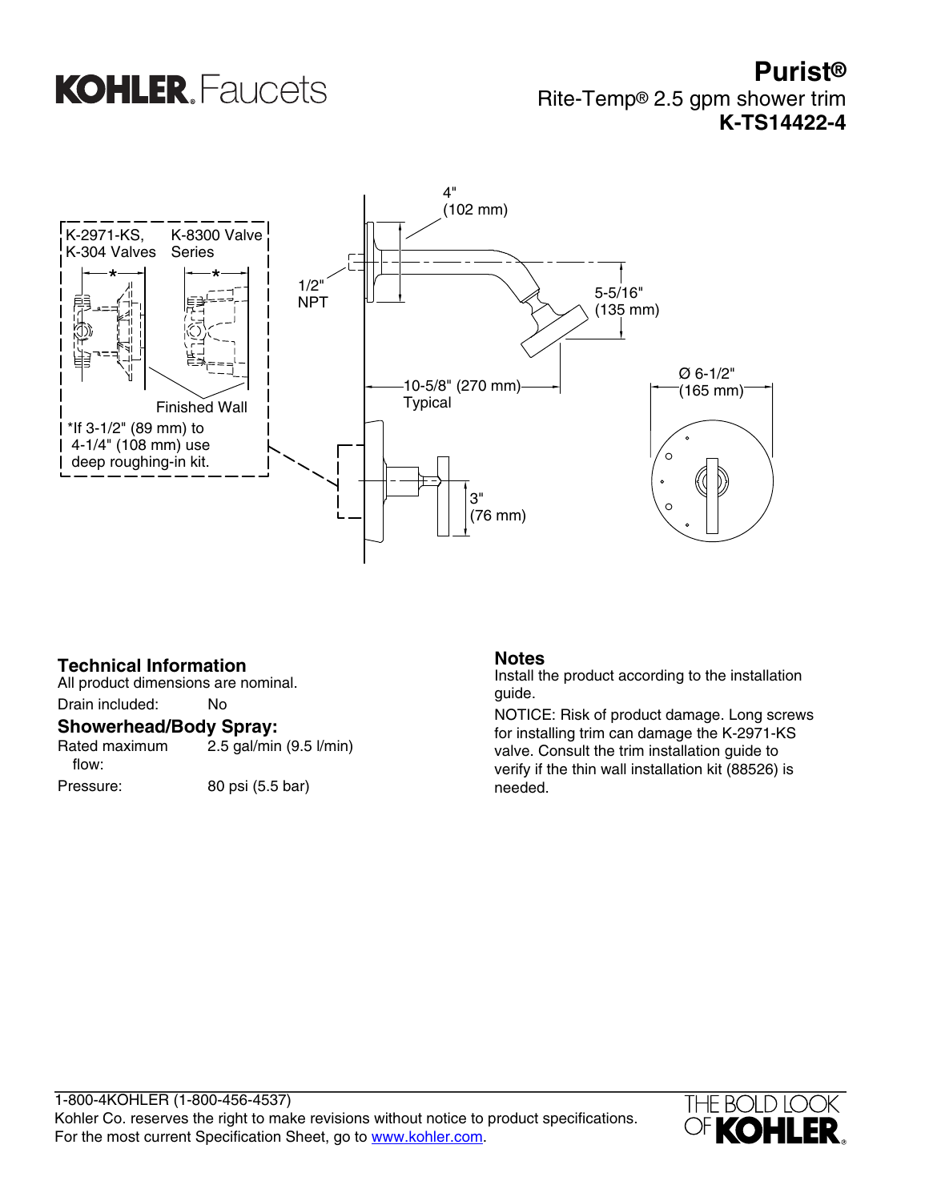# KOHLER. Faucets

**Purist®**
Rite-Temp® 2.5 gpm shower trim
**K-TS14422-4**

K-2971-KS, K-304 Valves

K-8300 Valve Series

Finished Wall

*If 3-1/2" (89 mm) to 4-1/4" (108 mm) use deep roughing-in kit.

4" (102 mm)

1/2" NPT

5-5/16" (135 mm)

10-5/8" (270 mm) Typical

Ø 6-1/2" (165 mm)

3" (76 mm)

## Technical Information

All product dimensions are nominal.

| | |
|---|---|
| Drain included: | No |

### Showerhead/Body Spray:

| | |
|---|---|
| Rated maximum flow: | 2.5 gal/min (9.5 l/min) |
| Pressure: | 80 psi (5.5 bar) |

## Notes

Install the product according to the installation guide.

NOTICE: Risk of product damage. Long screws for installing trim can damage the K-2971-KS valve. Consult the trim installation guide to verify if the thin wall installation kit (88526) is needed.

1-800-4KOHLER (1-800-456-4537)
Kohler Co. reserves the right to make revisions without notice to product specifications.
For the most current Specification Sheet, go to www.kohler.com.

THE BOLD LOOK OF KOHLER.